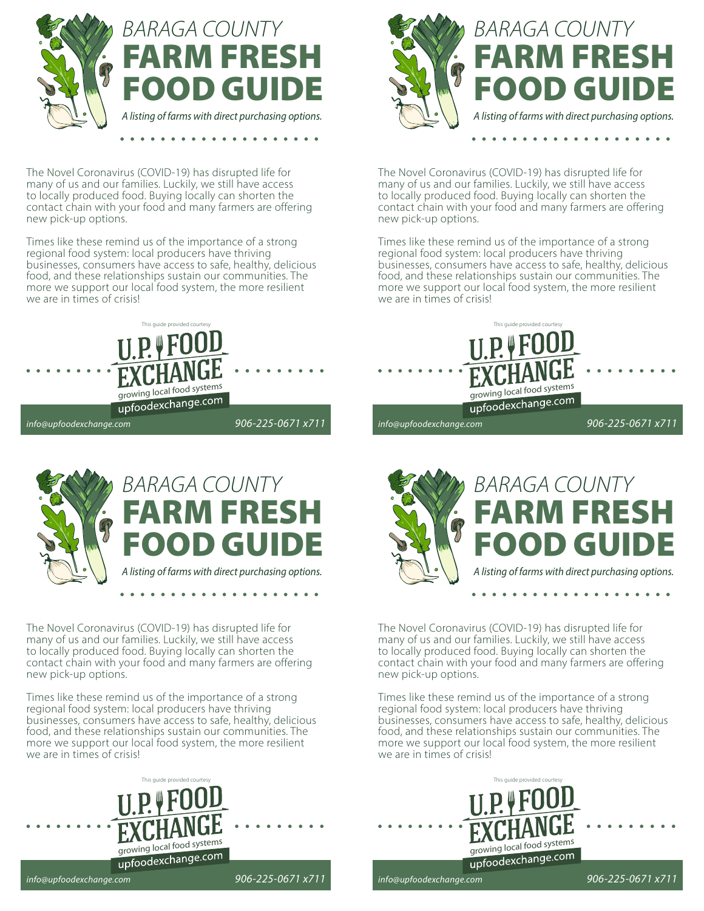# BARAGA COUNTY
# FARM FRESH FOOD GUIDE

*A listing of farms with direct purchasing options.*

The Novel Coronavirus (COVID-19) has disrupted life for many of us and our families. Luckily, we still have access to locally produced food. Buying locally can shorten the contact chain with your food and many farmers are offering new pick-up options.

Times like these remind us of the importance of a strong regional food system: local producers have thriving businesses, consumers have access to safe, healthy, delicious food, and these relationships sustain our communities. The more we support our local food system, the more resilient we are in times of crisis!

This guide provided courtesy

U.P. FOOD EXCHANGE
growing local food systems
upfoodexchange.com

*info@upfoodexchange.com* *906-225-0671 x711*

---

# BARAGA COUNTY
# FARM FRESH FOOD GUIDE

*A listing of farms with direct purchasing options.*

The Novel Coronavirus (COVID-19) has disrupted life for many of us and our families. Luckily, we still have access to locally produced food. Buying locally can shorten the contact chain with your food and many farmers are offering new pick-up options.

Times like these remind us of the importance of a strong regional food system: local producers have thriving businesses, consumers have access to safe, healthy, delicious food, and these relationships sustain our communities. The more we support our local food system, the more resilient we are in times of crisis!

This guide provided courtesy

U.P. FOOD EXCHANGE
growing local food systems
upfoodexchange.com

*info@upfoodexchange.com* *906-225-0671 x711*

---

# BARAGA COUNTY
# FARM FRESH FOOD GUIDE

*A listing of farms with direct purchasing options.*

The Novel Coronavirus (COVID-19) has disrupted life for many of us and our families. Luckily, we still have access to locally produced food. Buying locally can shorten the contact chain with your food and many farmers are offering new pick-up options.

Times like these remind us of the importance of a strong regional food system: local producers have thriving businesses, consumers have access to safe, healthy, delicious food, and these relationships sustain our communities. The more we support our local food system, the more resilient we are in times of crisis!

This guide provided courtesy

U.P. FOOD EXCHANGE
growing local food systems
upfoodexchange.com

*info@upfoodexchange.com* *906-225-0671 x711*

---

# BARAGA COUNTY
# FARM FRESH FOOD GUIDE

*A listing of farms with direct purchasing options.*

The Novel Coronavirus (COVID-19) has disrupted life for many of us and our families. Luckily, we still have access to locally produced food. Buying locally can shorten the contact chain with your food and many farmers are offering new pick-up options.

Times like these remind us of the importance of a strong regional food system: local producers have thriving businesses, consumers have access to safe, healthy, delicious food, and these relationships sustain our communities. The more we support our local food system, the more resilient we are in times of crisis!

This guide provided courtesy

U.P. FOOD EXCHANGE
growing local food systems
upfoodexchange.com

*info@upfoodexchange.com* *906-225-0671 x711*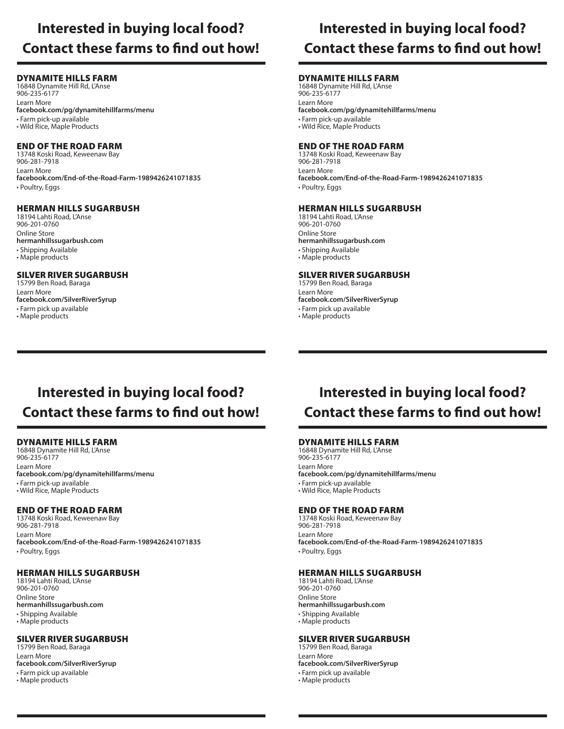# Interested in buying local food? Contact these farms to find out how!

### DYNAMITE HILLS FARM
16848 Dynamite Hill Rd, L'Anse
906-235-6177
Learn More
**facebook.com/pg/dynamitehillfarms/menu**
- Farm pick-up available
- Wild Rice, Maple Products

### END OF THE ROAD FARM
13748 Koski Road, Keweenaw Bay
906-281-7918
Learn More
**facebook.com/End-of-the-Road-Farm-1989426241071835**
- Poultry, Eggs

### HERMAN HILLS SUGARBUSH
18194 Lahti Road, L'Anse
906-201-0760
Online Store
**hermanhillssugarbush.com**
- Shipping Available
- Maple products

### SILVER RIVER SUGARBUSH
15799 Ben Road, Baraga
Learn More
**facebook.com/SilverRiverSyrup**
- Farm pick up available
- Maple products

# Interested in buying local food? Contact these farms to find out how!

### DYNAMITE HILLS FARM
16848 Dynamite Hill Rd, L'Anse
906-235-6177
Learn More
**facebook.com/pg/dynamitehillfarms/menu**
- Farm pick-up available
- Wild Rice, Maple Products

### END OF THE ROAD FARM
13748 Koski Road, Keweenaw Bay
906-281-7918
Learn More
**facebook.com/End-of-the-Road-Farm-1989426241071835**
- Poultry, Eggs

### HERMAN HILLS SUGARBUSH
18194 Lahti Road, L'Anse
906-201-0760
Online Store
**hermanhillssugarbush.com**
- Shipping Available
- Maple products

### SILVER RIVER SUGARBUSH
15799 Ben Road, Baraga
Learn More
**facebook.com/SilverRiverSyrup**
- Farm pick up available
- Maple products

# Interested in buying local food? Contact these farms to find out how!

### DYNAMITE HILLS FARM
16848 Dynamite Hill Rd, L'Anse
906-235-6177
Learn More
**facebook.com/pg/dynamitehillfarms/menu**
- Farm pick-up available
- Wild Rice, Maple Products

### END OF THE ROAD FARM
13748 Koski Road, Keweenaw Bay
906-281-7918
Learn More
**facebook.com/End-of-the-Road-Farm-1989426241071835**
- Poultry, Eggs

### HERMAN HILLS SUGARBUSH
18194 Lahti Road, L'Anse
906-201-0760
Online Store
**hermanhillssugarbush.com**
- Shipping Available
- Maple products

### SILVER RIVER SUGARBUSH
15799 Ben Road, Baraga
Learn More
**facebook.com/SilverRiverSyrup**
- Farm pick up available
- Maple products

# Interested in buying local food? Contact these farms to find out how!

### DYNAMITE HILLS FARM
16848 Dynamite Hill Rd, L'Anse
906-235-6177
Learn More
**facebook.com/pg/dynamitehillfarms/menu**
- Farm pick-up available
- Wild Rice, Maple Products

### END OF THE ROAD FARM
13748 Koski Road, Keweenaw Bay
906-281-7918
Learn More
**facebook.com/End-of-the-Road-Farm-1989426241071835**
- Poultry, Eggs

### HERMAN HILLS SUGARBUSH
18194 Lahti Road, L'Anse
906-201-0760
Online Store
**hermanhillssugarbush.com**
- Shipping Available
- Maple products

### SILVER RIVER SUGARBUSH
15799 Ben Road, Baraga
Learn More
**facebook.com/SilverRiverSyrup**
- Farm pick up available
- Maple products